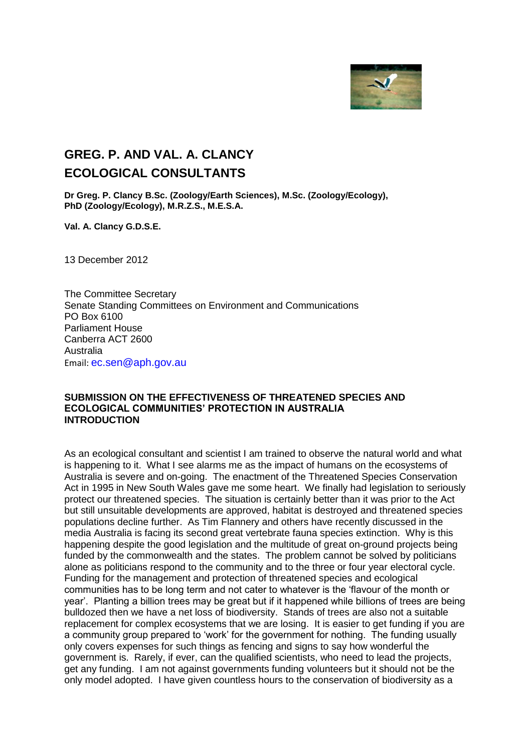# GREG. P. AND VAL. A. CLANCY
# ECOLOGICAL CONSULTANTS

**Dr Greg. P. Clancy B.Sc. (Zoology/Earth Sciences), M.Sc. (Zoology/Ecology), PhD (Zoology/Ecology), M.R.Z.S., M.E.S.A.**

**Val. A. Clancy G.D.S.E.**

13 December 2012

The Committee Secretary
Senate Standing Committees on Environment and Communications
PO Box 6100
Parliament House
Canberra ACT 2600
Australia
Email: ec.sen@aph.gov.au

**SUBMISSION ON THE EFFECTIVENESS OF THREATENED SPECIES AND ECOLOGICAL COMMUNITIES' PROTECTION IN AUSTRALIA**
**INTRODUCTION**

As an ecological consultant and scientist I am trained to observe the natural world and what is happening to it. What I see alarms me as the impact of humans on the ecosystems of Australia is severe and on-going. The enactment of the Threatened Species Conservation Act in 1995 in New South Wales gave me some heart. We finally had legislation to seriously protect our threatened species. The situation is certainly better than it was prior to the Act but still unsuitable developments are approved, habitat is destroyed and threatened species populations decline further. As Tim Flannery and others have recently discussed in the media Australia is facing its second great vertebrate fauna species extinction. Why is this happening despite the good legislation and the multitude of great on-ground projects being funded by the commonwealth and the states. The problem cannot be solved by politicians alone as politicians respond to the community and to the three or four year electoral cycle. Funding for the management and protection of threatened species and ecological communities has to be long term and not cater to whatever is the 'flavour of the month or year'. Planting a billion trees may be great but if it happened while billions of trees are being bulldozed then we have a net loss of biodiversity. Stands of trees are also not a suitable replacement for complex ecosystems that we are losing. It is easier to get funding if you are a community group prepared to 'work' for the government for nothing. The funding usually only covers expenses for such things as fencing and signs to say how wonderful the government is. Rarely, if ever, can the qualified scientists, who need to lead the projects, get any funding. I am not against governments funding volunteers but it should not be the only model adopted. I have given countless hours to the conservation of biodiversity as a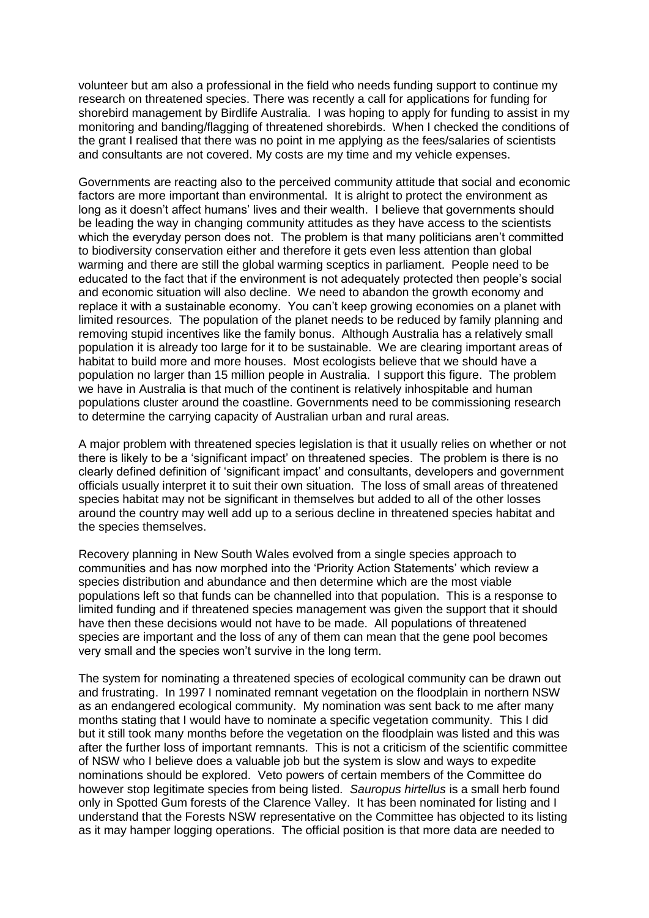volunteer but am also a professional in the field who needs funding support to continue my research on threatened species. There was recently a call for applications for funding for shorebird management by Birdlife Australia. I was hoping to apply for funding to assist in my monitoring and banding/flagging of threatened shorebirds. When I checked the conditions of the grant I realised that there was no point in me applying as the fees/salaries of scientists and consultants are not covered. My costs are my time and my vehicle expenses.

Governments are reacting also to the perceived community attitude that social and economic factors are more important than environmental. It is alright to protect the environment as long as it doesn't affect humans' lives and their wealth. I believe that governments should be leading the way in changing community attitudes as they have access to the scientists which the everyday person does not. The problem is that many politicians aren't committed to biodiversity conservation either and therefore it gets even less attention than global warming and there are still the global warming sceptics in parliament. People need to be educated to the fact that if the environment is not adequately protected then people's social and economic situation will also decline. We need to abandon the growth economy and replace it with a sustainable economy. You can't keep growing economies on a planet with limited resources. The population of the planet needs to be reduced by family planning and removing stupid incentives like the family bonus. Although Australia has a relatively small population it is already too large for it to be sustainable. We are clearing important areas of habitat to build more and more houses. Most ecologists believe that we should have a population no larger than 15 million people in Australia. I support this figure. The problem we have in Australia is that much of the continent is relatively inhospitable and human populations cluster around the coastline. Governments need to be commissioning research to determine the carrying capacity of Australian urban and rural areas.

A major problem with threatened species legislation is that it usually relies on whether or not there is likely to be a 'significant impact' on threatened species. The problem is there is no clearly defined definition of 'significant impact' and consultants, developers and government officials usually interpret it to suit their own situation. The loss of small areas of threatened species habitat may not be significant in themselves but added to all of the other losses around the country may well add up to a serious decline in threatened species habitat and the species themselves.

Recovery planning in New South Wales evolved from a single species approach to communities and has now morphed into the 'Priority Action Statements' which review a species distribution and abundance and then determine which are the most viable populations left so that funds can be channelled into that population. This is a response to limited funding and if threatened species management was given the support that it should have then these decisions would not have to be made. All populations of threatened species are important and the loss of any of them can mean that the gene pool becomes very small and the species won't survive in the long term.

The system for nominating a threatened species of ecological community can be drawn out and frustrating. In 1997 I nominated remnant vegetation on the floodplain in northern NSW as an endangered ecological community. My nomination was sent back to me after many months stating that I would have to nominate a specific vegetation community. This I did but it still took many months before the vegetation on the floodplain was listed and this was after the further loss of important remnants. This is not a criticism of the scientific committee of NSW who I believe does a valuable job but the system is slow and ways to expedite nominations should be explored. Veto powers of certain members of the Committee do however stop legitimate species from being listed. *Sauropus hirtellus* is a small herb found only in Spotted Gum forests of the Clarence Valley. It has been nominated for listing and I understand that the Forests NSW representative on the Committee has objected to its listing as it may hamper logging operations. The official position is that more data are needed to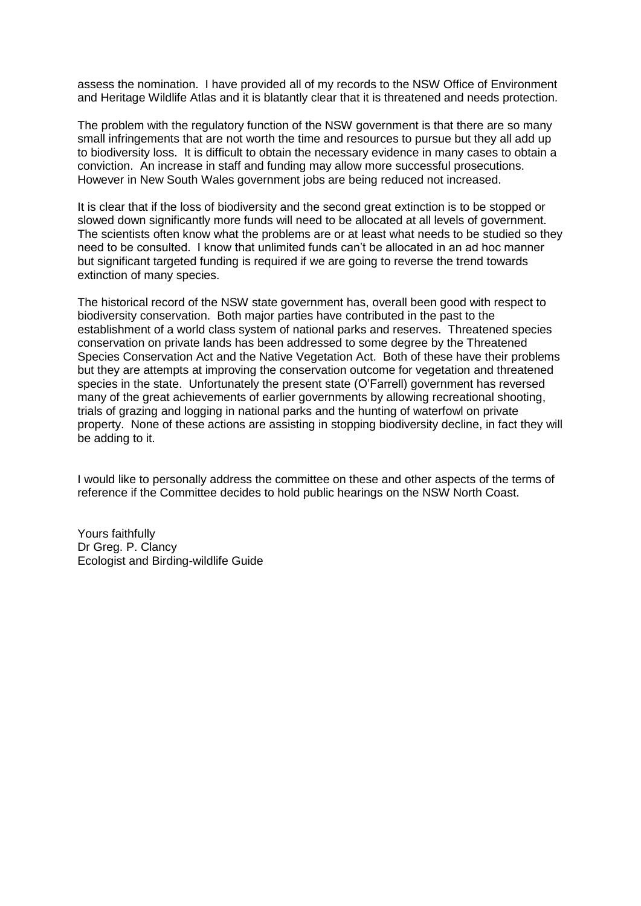assess the nomination. I have provided all of my records to the NSW Office of Environment and Heritage Wildlife Atlas and it is blatantly clear that it is threatened and needs protection.

The problem with the regulatory function of the NSW government is that there are so many small infringements that are not worth the time and resources to pursue but they all add up to biodiversity loss. It is difficult to obtain the necessary evidence in many cases to obtain a conviction. An increase in staff and funding may allow more successful prosecutions. However in New South Wales government jobs are being reduced not increased.

It is clear that if the loss of biodiversity and the second great extinction is to be stopped or slowed down significantly more funds will need to be allocated at all levels of government. The scientists often know what the problems are or at least what needs to be studied so they need to be consulted. I know that unlimited funds can't be allocated in an ad hoc manner but significant targeted funding is required if we are going to reverse the trend towards extinction of many species.

The historical record of the NSW state government has, overall been good with respect to biodiversity conservation. Both major parties have contributed in the past to the establishment of a world class system of national parks and reserves. Threatened species conservation on private lands has been addressed to some degree by the Threatened Species Conservation Act and the Native Vegetation Act. Both of these have their problems but they are attempts at improving the conservation outcome for vegetation and threatened species in the state. Unfortunately the present state (O'Farrell) government has reversed many of the great achievements of earlier governments by allowing recreational shooting, trials of grazing and logging in national parks and the hunting of waterfowl on private property. None of these actions are assisting in stopping biodiversity decline, in fact they will be adding to it.

I would like to personally address the committee on these and other aspects of the terms of reference if the Committee decides to hold public hearings on the NSW North Coast.

Yours faithfully  
Dr Greg. P. Clancy  
Ecologist and Birding-wildlife Guide